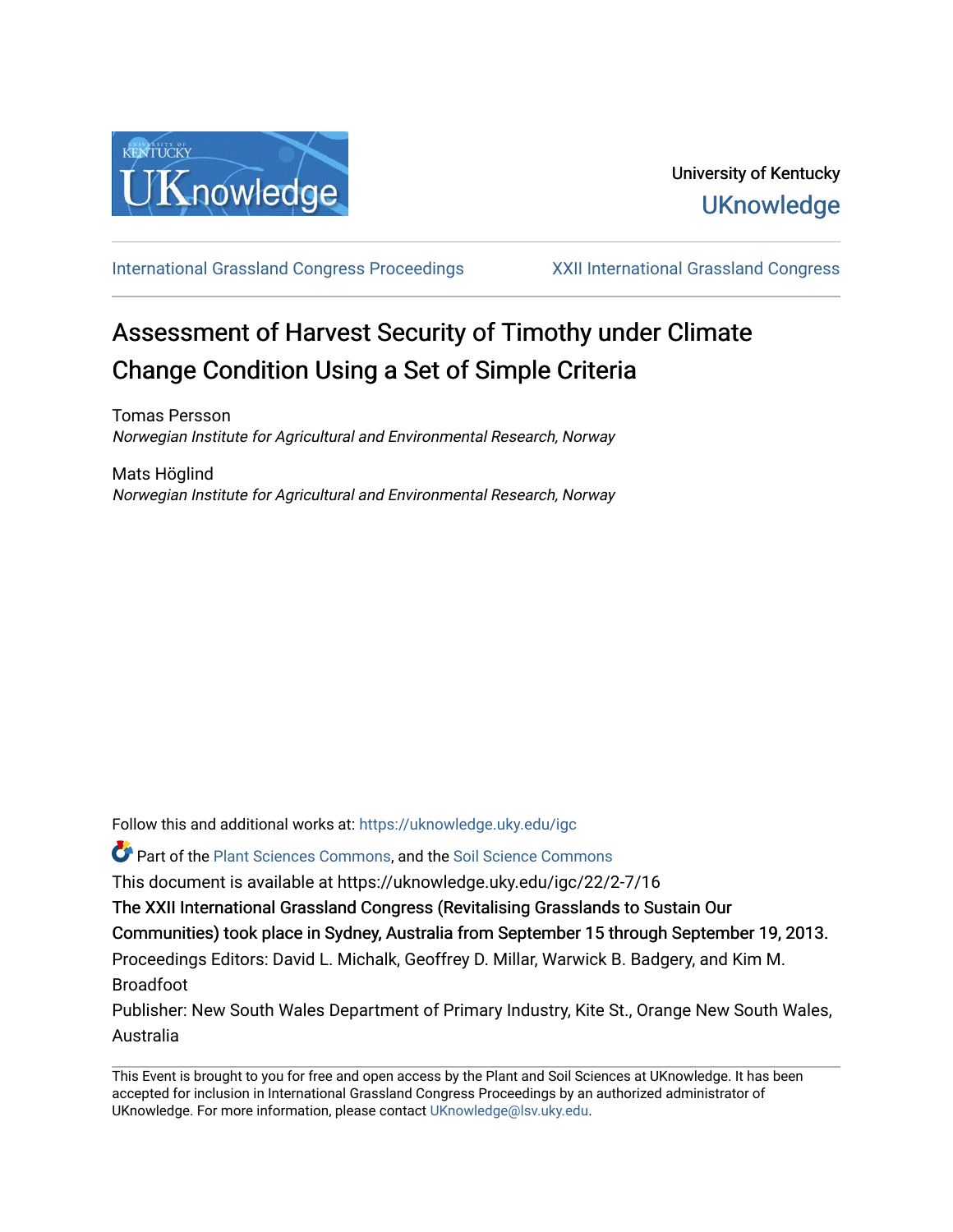University of Kentucky

UKnowledge

International Grassland Congress Proceedings | XXII International Grassland Congress

# Assessment of Harvest Security of Timothy under Climate Change Condition Using a Set of Simple Criteria

Tomas Persson
*Norwegian Institute for Agricultural and Environmental Research, Norway*

Mats Höglind
*Norwegian Institute for Agricultural and Environmental Research, Norway*

Follow this and additional works at: https://uknowledge.uky.edu/igc

Part of the Plant Sciences Commons, and the Soil Science Commons

This document is available at https://uknowledge.uky.edu/igc/22/2-7/16

The XXII International Grassland Congress (Revitalising Grasslands to Sustain Our Communities) took place in Sydney, Australia from September 15 through September 19, 2013.

Proceedings Editors: David L. Michalk, Geoffrey D. Millar, Warwick B. Badgery, and Kim M. Broadfoot

Publisher: New South Wales Department of Primary Industry, Kite St., Orange New South Wales, Australia

This Event is brought to you for free and open access by the Plant and Soil Sciences at UKnowledge. It has been accepted for inclusion in International Grassland Congress Proceedings by an authorized administrator of UKnowledge. For more information, please contact UKnowledge@lsv.uky.edu.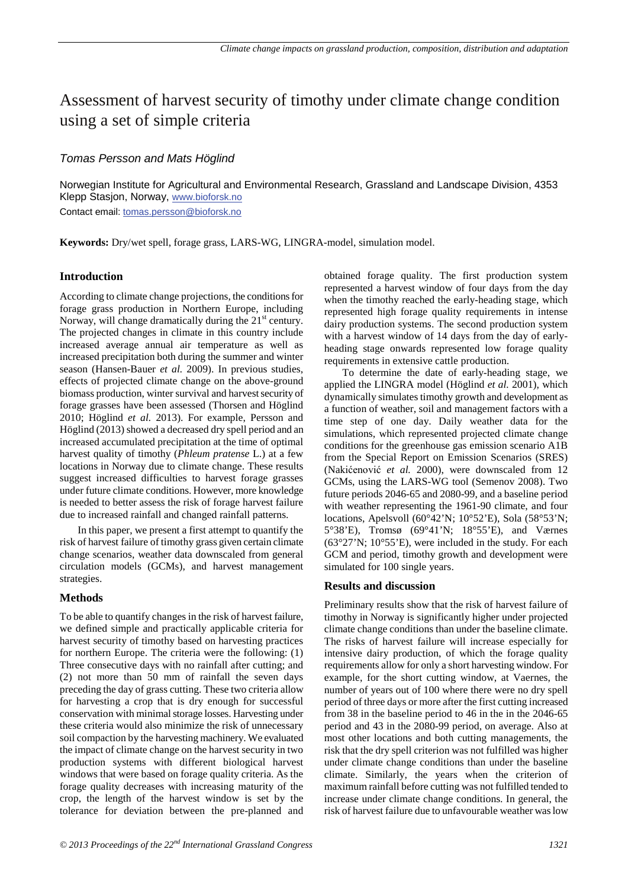# Assessment of harvest security of timothy under climate change condition using a set of simple criteria

*Tomas Persson and Mats Höglind*

Norwegian Institute for Agricultural and Environmental Research, Grassland and Landscape Division, 4353 Klepp Stasjon, Norway, www.bioforsk.no

Contact email: tomas.persson@bioforsk.no

**Keywords:** Dry/wet spell, forage grass, LARS-WG, LINGRA-model, simulation model.

## Introduction

According to climate change projections, the conditions for forage grass production in Northern Europe, including Norway, will change dramatically during the 21st century. The projected changes in climate in this country include increased average annual air temperature as well as increased precipitation both during the summer and winter season (Hansen-Bauer *et al.* 2009). In previous studies, effects of projected climate change on the above-ground biomass production, winter survival and harvest security of forage grasses have been assessed (Thorsen and Höglind 2010; Höglind *et al.* 2013). For example, Persson and Höglind (2013) showed a decreased dry spell period and an increased accumulated precipitation at the time of optimal harvest quality of timothy (*Phleum pratense* L.) at a few locations in Norway due to climate change. These results suggest increased difficulties to harvest forage grasses under future climate conditions. However, more knowledge is needed to better assess the risk of forage harvest failure due to increased rainfall and changed rainfall patterns.

In this paper, we present a first attempt to quantify the risk of harvest failure of timothy grass given certain climate change scenarios, weather data downscaled from general circulation models (GCMs), and harvest management strategies.

## Methods

To be able to quantify changes in the risk of harvest failure, we defined simple and practically applicable criteria for harvest security of timothy based on harvesting practices for northern Europe. The criteria were the following: (1) Three consecutive days with no rainfall after cutting; and (2) not more than 50 mm of rainfall the seven days preceding the day of grass cutting. These two criteria allow for harvesting a crop that is dry enough for successful conservation with minimal storage losses. Harvesting under these criteria would also minimize the risk of unnecessary soil compaction by the harvesting machinery. We evaluated the impact of climate change on the harvest security in two production systems with different biological harvest windows that were based on forage quality criteria. As the forage quality decreases with increasing maturity of the crop, the length of the harvest window is set by the tolerance for deviation between the pre-planned and obtained forage quality. The first production system represented a harvest window of four days from the day when the timothy reached the early-heading stage, which represented high forage quality requirements in intense dairy production systems. The second production system with a harvest window of 14 days from the day of early-heading stage onwards represented low forage quality requirements in extensive cattle production.

To determine the date of early-heading stage, we applied the LINGRA model (Höglind *et al.* 2001), which dynamically simulates timothy growth and development as a function of weather, soil and management factors with a time step of one day. Daily weather data for the simulations, which represented projected climate change conditions for the greenhouse gas emission scenario A1B from the Special Report on Emission Scenarios (SRES) (Nakićenović *et al.* 2000), were downscaled from 12 GCMs, using the LARS-WG tool (Semenov 2008). Two future periods 2046-65 and 2080-99, and a baseline period with weather representing the 1961-90 climate, and four locations, Apelsvoll (60°42'N; 10°52'E), Sola (58°53'N; 5°38'E), Tromsø (69°41'N; 18°55'E), and Værnes (63°27'N; 10°55'E), were included in the study. For each GCM and period, timothy growth and development were simulated for 100 single years.

## Results and discussion

Preliminary results show that the risk of harvest failure of timothy in Norway is significantly higher under projected climate change conditions than under the baseline climate. The risks of harvest failure will increase especially for intensive dairy production, of which the forage quality requirements allow for only a short harvesting window. For example, for the short cutting window, at Vaernes, the number of years out of 100 where there were no dry spell period of three days or more after the first cutting increased from 38 in the baseline period to 46 in the in the 2046-65 period and 43 in the 2080-99 period, on average. Also at most other locations and both cutting managements, the risk that the dry spell criterion was not fulfilled was higher under climate change conditions than under the baseline climate. Similarly, the years when the criterion of maximum rainfall before cutting was not fulfilled tended to increase under climate change conditions. In general, the risk of harvest failure due to unfavourable weather was low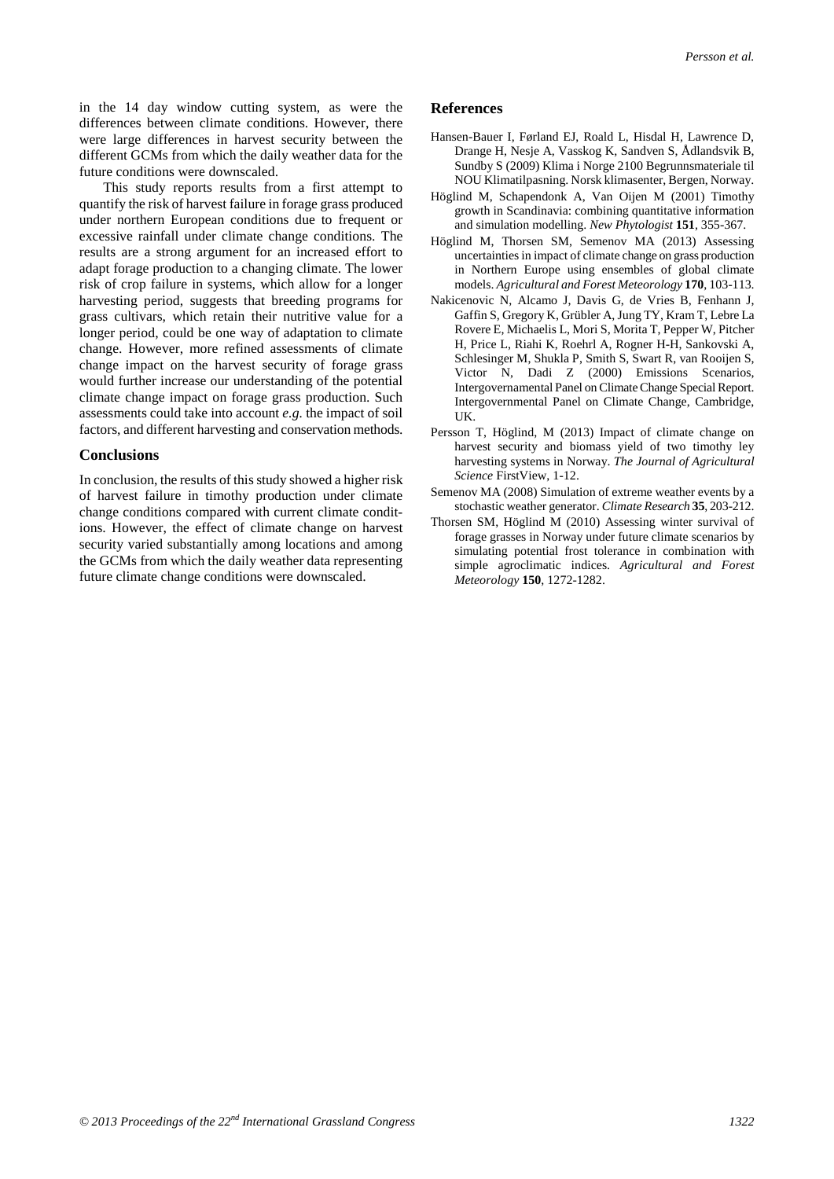in the 14 day window cutting system, as were the differences between climate conditions. However, there were large differences in harvest security between the different GCMs from which the daily weather data for the future conditions were downscaled.

This study reports results from a first attempt to quantify the risk of harvest failure in forage grass produced under northern European conditions due to frequent or excessive rainfall under climate change conditions. The results are a strong argument for an increased effort to adapt forage production to a changing climate. The lower risk of crop failure in systems, which allow for a longer harvesting period, suggests that breeding programs for grass cultivars, which retain their nutritive value for a longer period, could be one way of adaptation to climate change. However, more refined assessments of climate change impact on the harvest security of forage grass would further increase our understanding of the potential climate change impact on forage grass production. Such assessments could take into account *e.g.* the impact of soil factors, and different harvesting and conservation methods.

## Conclusions

In conclusion, the results of this study showed a higher risk of harvest failure in timothy production under climate change conditions compared with current climate conditions. However, the effect of climate change on harvest security varied substantially among locations and among the GCMs from which the daily weather data representing future climate change conditions were downscaled.

## References

Hansen-Bauer I, Førland EJ, Roald L, Hisdal H, Lawrence D, Drange H, Nesje A, Vasskog K, Sandven S, Ådlandsvik B, Sundby S (2009) Klima i Norge 2100 Begrunnsmateriale til NOU Klimatilpasning. Norsk klimasenter, Bergen, Norway.

Höglind M, Schapendonk A, Van Oijen M (2001) Timothy growth in Scandinavia: combining quantitative information and simulation modelling. *New Phytologist* **151**, 355-367.

Höglind M, Thorsen SM, Semenov MA (2013) Assessing uncertainties in impact of climate change on grass production in Northern Europe using ensembles of global climate models. *Agricultural and Forest Meteorology* **170**, 103-113.

Nakicenovic N, Alcamo J, Davis G, de Vries B, Fenhann J, Gaffin S, Gregory K, Grübler A, Jung TY, Kram T, Lebre La Rovere E, Michaelis L, Mori S, Morita T, Pepper W, Pitcher H, Price L, Riahi K, Roehrl A, Rogner H-H, Sankovski A, Schlesinger M, Shukla P, Smith S, Swart R, van Rooijen S, Victor N, Dadi Z (2000) Emissions Scenarios, Intergovernamental Panel on Climate Change Special Report. Intergovernmental Panel on Climate Change, Cambridge, UK.

Persson T, Höglind, M (2013) Impact of climate change on harvest security and biomass yield of two timothy ley harvesting systems in Norway. *The Journal of Agricultural Science* FirstView, 1-12.

Semenov MA (2008) Simulation of extreme weather events by a stochastic weather generator. *Climate Research* **35**, 203-212.

Thorsen SM, Höglind M (2010) Assessing winter survival of forage grasses in Norway under future climate scenarios by simulating potential frost tolerance in combination with simple agroclimatic indices. *Agricultural and Forest Meteorology* **150**, 1272-1282.